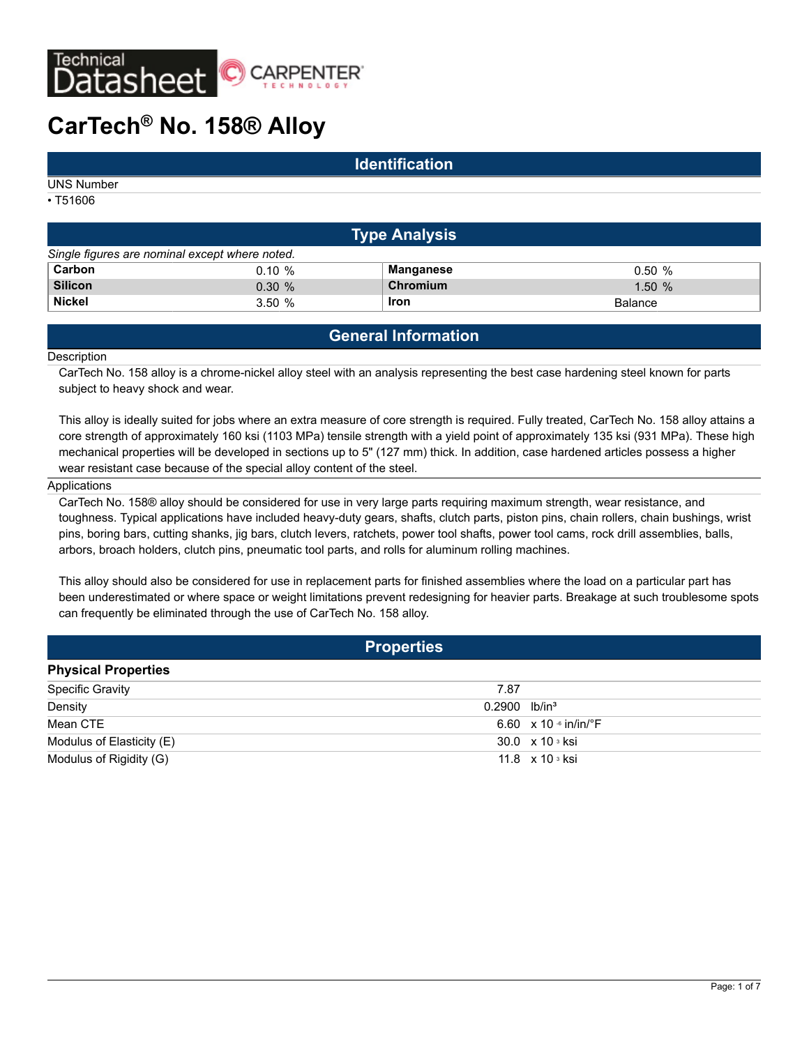Technical Datasheet CARPENTER TECHNOLOGY

# CarTech® No. 158® Alloy

## Identification

UNS Number

- T51606

## Type Analysis

*Single figures are nominal except where noted.*

| Element | Value | Element | Value |
|---|---|---|---|
| **Carbon** | 0.10 % | **Manganese** | 0.50 % |
| **Silicon** | 0.30 % | **Chromium** | 1.50 % |
| **Nickel** | 3.50 % | **Iron** | Balance |

## General Information

### Description

CarTech No. 158 alloy is a chrome-nickel alloy steel with an analysis representing the best case hardening steel known for parts subject to heavy shock and wear.

This alloy is ideally suited for jobs where an extra measure of core strength is required. Fully treated, CarTech No. 158 alloy attains a core strength of approximately 160 ksi (1103 MPa) tensile strength with a yield point of approximately 135 ksi (931 MPa). These high mechanical properties will be developed in sections up to 5" (127 mm) thick. In addition, case hardened articles possess a higher wear resistant case because of the special alloy content of the steel.

### Applications

CarTech No. 158® alloy should be considered for use in very large parts requiring maximum strength, wear resistance, and toughness. Typical applications have included heavy-duty gears, shafts, clutch parts, piston pins, chain rollers, chain bushings, wrist pins, boring bars, cutting shanks, jig bars, clutch levers, ratchets, power tool shafts, power tool cams, rock drill assemblies, balls, arbors, broach holders, clutch pins, pneumatic tool parts, and rolls for aluminum rolling machines.

This alloy should also be considered for use in replacement parts for finished assemblies where the load on a particular part has been underestimated or where space or weight limitations prevent redesigning for heavier parts. Breakage at such troublesome spots can frequently be eliminated through the use of CarTech No. 158 alloy.

## Properties

### Physical Properties

| Property | Value | Unit |
|---|---|---|
| Specific Gravity | 7.87 | |
| Density | 0.2900 | lb/in³ |
| Mean CTE | 6.60 | $\times 10^{-6}$ in/in/°F |
| Modulus of Elasticity (E) | 30.0 | $\times 10^{3}$ ksi |
| Modulus of Rigidity (G) | 11.8 | $\times 10^{3}$ ksi |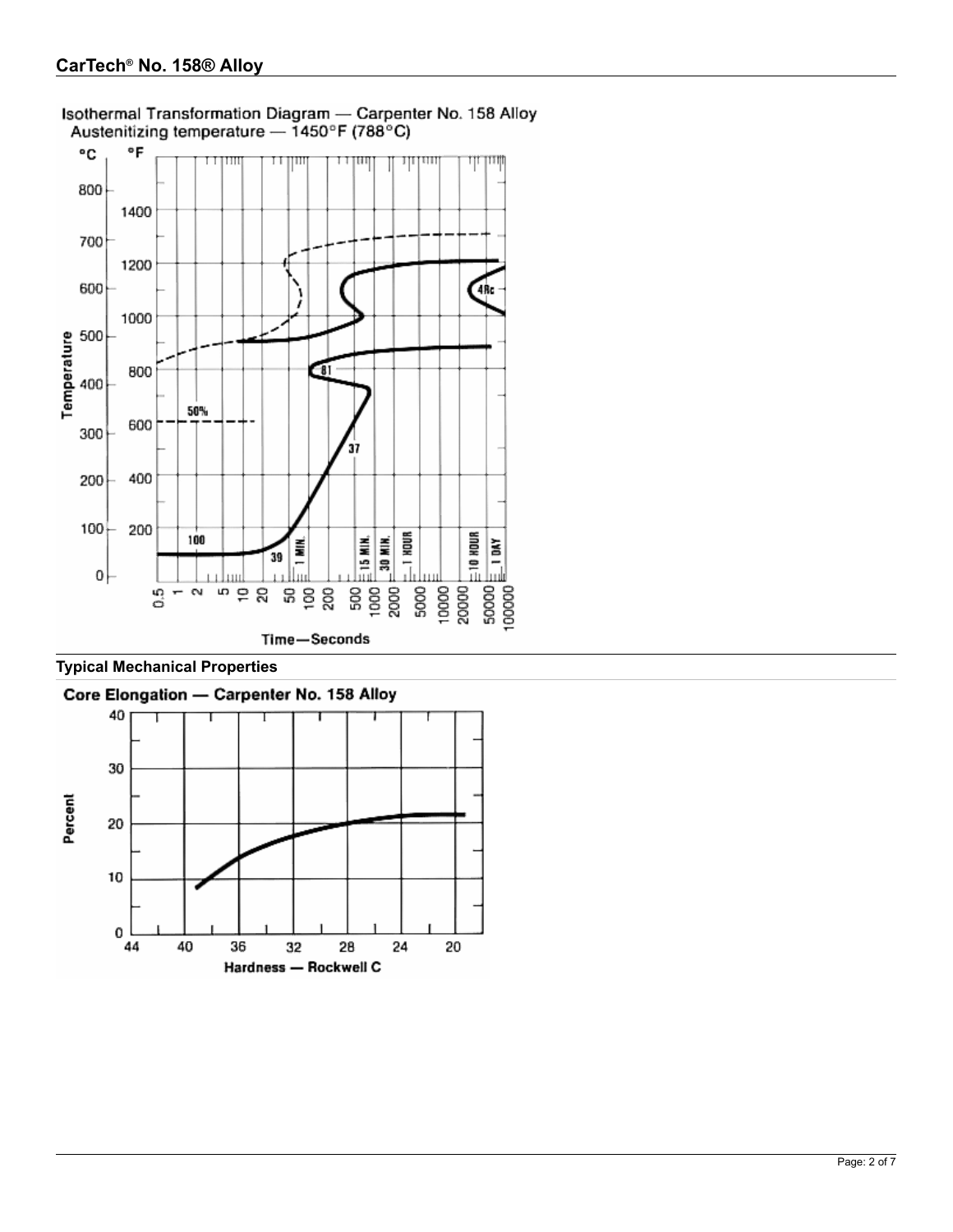## Isothermal Transformation Diagram — Carpenter No. 158 Alloy

Austenitizing temperature — 1450°F (788°C)

## Typical Mechanical Properties

### Core Elongation — Carpenter No. 158 Alloy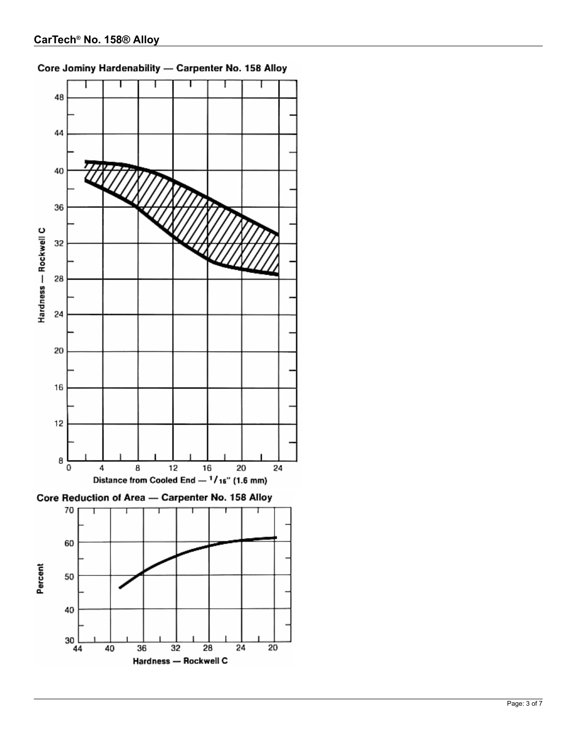## Core Jominy Hardenability — Carpenter No. 158 Alloy

Hardness — Rockwell C

Distance from Cooled End — $^1/_{16}$" (1.6 mm)

## Core Reduction of Area — Carpenter No. 158 Alloy

Percent

Hardness — Rockwell C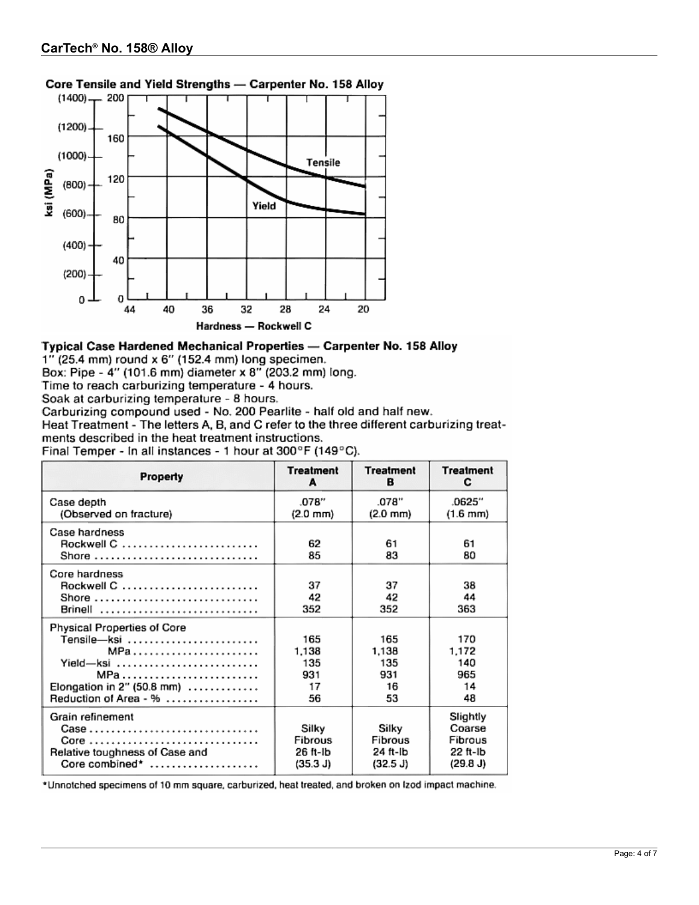## CarTech® No. 158® Alloy

**Core Tensile and Yield Strengths — Carpenter No. 158 Alloy**

ksi (MPa)

Hardness — Rockwell C

**Typical Case Hardened Mechanical Properties — Carpenter No. 158 Alloy**

1" (25.4 mm) round x 6" (152.4 mm) long specimen.
Box: Pipe - 4" (101.6 mm) diameter x 8" (203.2 mm) long.
Time to reach carburizing temperature - 4 hours.
Soak at carburizing temperature - 8 hours.
Carburizing compound used - No. 200 Pearlite - half old and half new.
Heat Treatment - The letters A, B, and C refer to the three different carburizing treatments described in the heat treatment instructions.
Final Temper - In all instances - 1 hour at 300°F (149°C).

| Property | Treatment A | Treatment B | Treatment C |
|---|---|---|---|
| Case depth (Observed on fracture) | .078" (2.0 mm) | .078" (2.0 mm) | .0625" (1.6 mm) |
| **Case hardness** | | | |
| Rockwell C | 62 | 61 | 61 |
| Shore | 85 | 83 | 80 |
| **Core hardness** | | | |
| Rockwell C | 37 | 37 | 38 |
| Shore | 42 | 42 | 44 |
| Brinell | 352 | 352 | 363 |
| **Physical Properties of Core** | | | |
| Tensile—ksi | 165 | 165 | 170 |
| MPa | 1,138 | 1,138 | 1,172 |
| Yield—ksi | 135 | 135 | 140 |
| MPa | 931 | 931 | 965 |
| Elongation in 2" (50.8 mm) | 17 | 16 | 14 |
| Reduction of Area - % | 56 | 53 | 48 |
| **Grain refinement** | | | |
| Case | Silky | Silky | Slightly Coarse |
| Core | Fibrous | Fibrous | Fibrous |
| Relative toughness of Case and Core combined* | 26 ft-lb (35.3 J) | 24 ft-lb (32.5 J) | 22 ft-lb (29.8 J) |

*Unnotched specimens of 10 mm square, carburized, heat treated, and broken on Izod impact machine.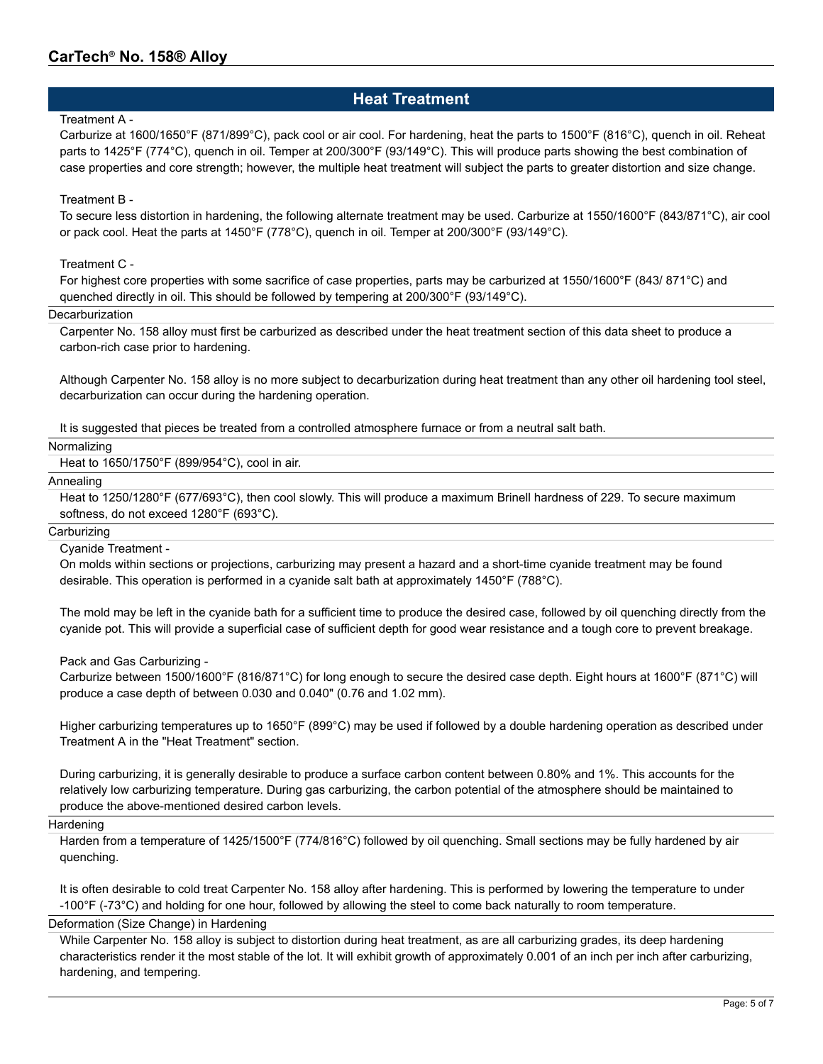## Heat Treatment

Treatment A -

Carburize at 1600/1650°F (871/899°C), pack cool or air cool. For hardening, heat the parts to 1500°F (816°C), quench in oil. Reheat parts to 1425°F (774°C), quench in oil. Temper at 200/300°F (93/149°C). This will produce parts showing the best combination of case properties and core strength; however, the multiple heat treatment will subject the parts to greater distortion and size change.

Treatment B -

To secure less distortion in hardening, the following alternate treatment may be used. Carburize at 1550/1600°F (843/871°C), air cool or pack cool. Heat the parts at 1450°F (778°C), quench in oil. Temper at 200/300°F (93/149°C).

Treatment C -

For highest core properties with some sacrifice of case properties, parts may be carburized at 1550/1600°F (843/ 871°C) and quenched directly in oil. This should be followed by tempering at 200/300°F (93/149°C).

### Decarburization

Carpenter No. 158 alloy must first be carburized as described under the heat treatment section of this data sheet to produce a carbon-rich case prior to hardening.

Although Carpenter No. 158 alloy is no more subject to decarburization during heat treatment than any other oil hardening tool steel, decarburization can occur during the hardening operation.

It is suggested that pieces be treated from a controlled atmosphere furnace or from a neutral salt bath.

### Normalizing

Heat to 1650/1750°F (899/954°C), cool in air.

### Annealing

Heat to 1250/1280°F (677/693°C), then cool slowly. This will produce a maximum Brinell hardness of 229. To secure maximum softness, do not exceed 1280°F (693°C).

### Carburizing

Cyanide Treatment -

On molds within sections or projections, carburizing may present a hazard and a short-time cyanide treatment may be found desirable. This operation is performed in a cyanide salt bath at approximately 1450°F (788°C).

The mold may be left in the cyanide bath for a sufficient time to produce the desired case, followed by oil quenching directly from the cyanide pot. This will provide a superficial case of sufficient depth for good wear resistance and a tough core to prevent breakage.

Pack and Gas Carburizing -

Carburize between 1500/1600°F (816/871°C) for long enough to secure the desired case depth. Eight hours at 1600°F (871°C) will produce a case depth of between 0.030 and 0.040" (0.76 and 1.02 mm).

Higher carburizing temperatures up to 1650°F (899°C) may be used if followed by a double hardening operation as described under Treatment A in the "Heat Treatment" section.

During carburizing, it is generally desirable to produce a surface carbon content between 0.80% and 1%. This accounts for the relatively low carburizing temperature. During gas carburizing, the carbon potential of the atmosphere should be maintained to produce the above-mentioned desired carbon levels.

### Hardening

Harden from a temperature of 1425/1500°F (774/816°C) followed by oil quenching. Small sections may be fully hardened by air quenching.

It is often desirable to cold treat Carpenter No. 158 alloy after hardening. This is performed by lowering the temperature to under -100°F (-73°C) and holding for one hour, followed by allowing the steel to come back naturally to room temperature.

### Deformation (Size Change) in Hardening

While Carpenter No. 158 alloy is subject to distortion during heat treatment, as are all carburizing grades, its deep hardening characteristics render it the most stable of the lot. It will exhibit growth of approximately 0.001 of an inch per inch after carburizing, hardening, and tempering.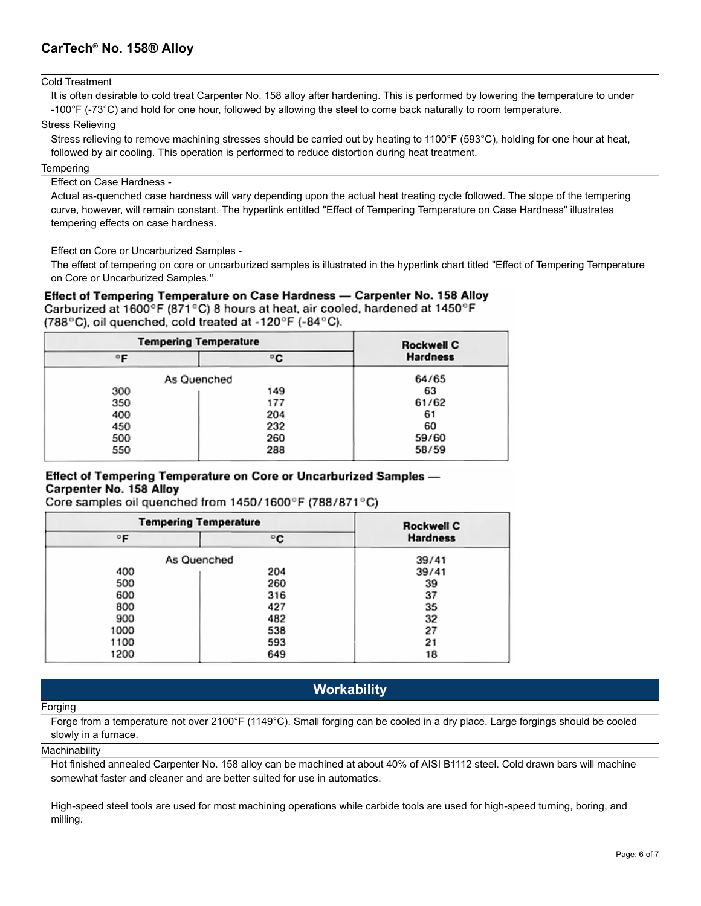### Cold Treatment

It is often desirable to cold treat Carpenter No. 158 alloy after hardening. This is performed by lowering the temperature to under -100°F (-73°C) and hold for one hour, followed by allowing the steel to come back naturally to room temperature.

### Stress Relieving

Stress relieving to remove machining stresses should be carried out by heating to 1100°F (593°C), holding for one hour at heat, followed by air cooling. This operation is performed to reduce distortion during heat treatment.

### Tempering

Effect on Case Hardness -

Actual as-quenched case hardness will vary depending upon the actual heat treating cycle followed. The slope of the tempering curve, however, will remain constant. The hyperlink entitled "Effect of Tempering Temperature on Case Hardness" illustrates tempering effects on case hardness.

Effect on Core or Uncarburized Samples -

The effect of tempering on core or uncarburized samples is illustrated in the hyperlink chart titled "Effect of Tempering Temperature on Core or Uncarburized Samples."

**Effect of Tempering Temperature on Case Hardness — Carpenter No. 158 Alloy**

Carburized at 1600°F (871°C) 8 hours at heat, air cooled, hardened at 1450°F (788°C), oil quenched, cold treated at -120°F (-84°C).

| Tempering Temperature | | Rockwell C Hardness |
|---|---|---|
| °F | °C | |
| As Quenched | | 64/65 |
| 300 | 149 | 63 |
| 350 | 177 | 61/62 |
| 400 | 204 | 61 |
| 450 | 232 | 60 |
| 500 | 260 | 59/60 |
| 550 | 288 | 58/59 |

**Effect of Tempering Temperature on Core or Uncarburized Samples — Carpenter No. 158 Alloy**

Core samples oil quenched from 1450/1600°F (788/871°C)

| Tempering Temperature | | Rockwell C Hardness |
|---|---|---|
| °F | °C | |
| As Quenched | | 39/41 |
| 400 | 204 | 39/41 |
| 500 | 260 | 39 |
| 600 | 316 | 37 |
| 800 | 427 | 35 |
| 900 | 482 | 32 |
| 1000 | 538 | 27 |
| 1100 | 593 | 21 |
| 1200 | 649 | 18 |

## Workability

### Forging

Forge from a temperature not over 2100°F (1149°C). Small forging can be cooled in a dry place. Large forgings should be cooled slowly in a furnace.

### Machinability

Hot finished annealed Carpenter No. 158 alloy can be machined at about 40% of AISI B1112 steel. Cold drawn bars will machine somewhat faster and cleaner and are better suited for use in automatics.

High-speed steel tools are used for most machining operations while carbide tools are used for high-speed turning, boring, and milling.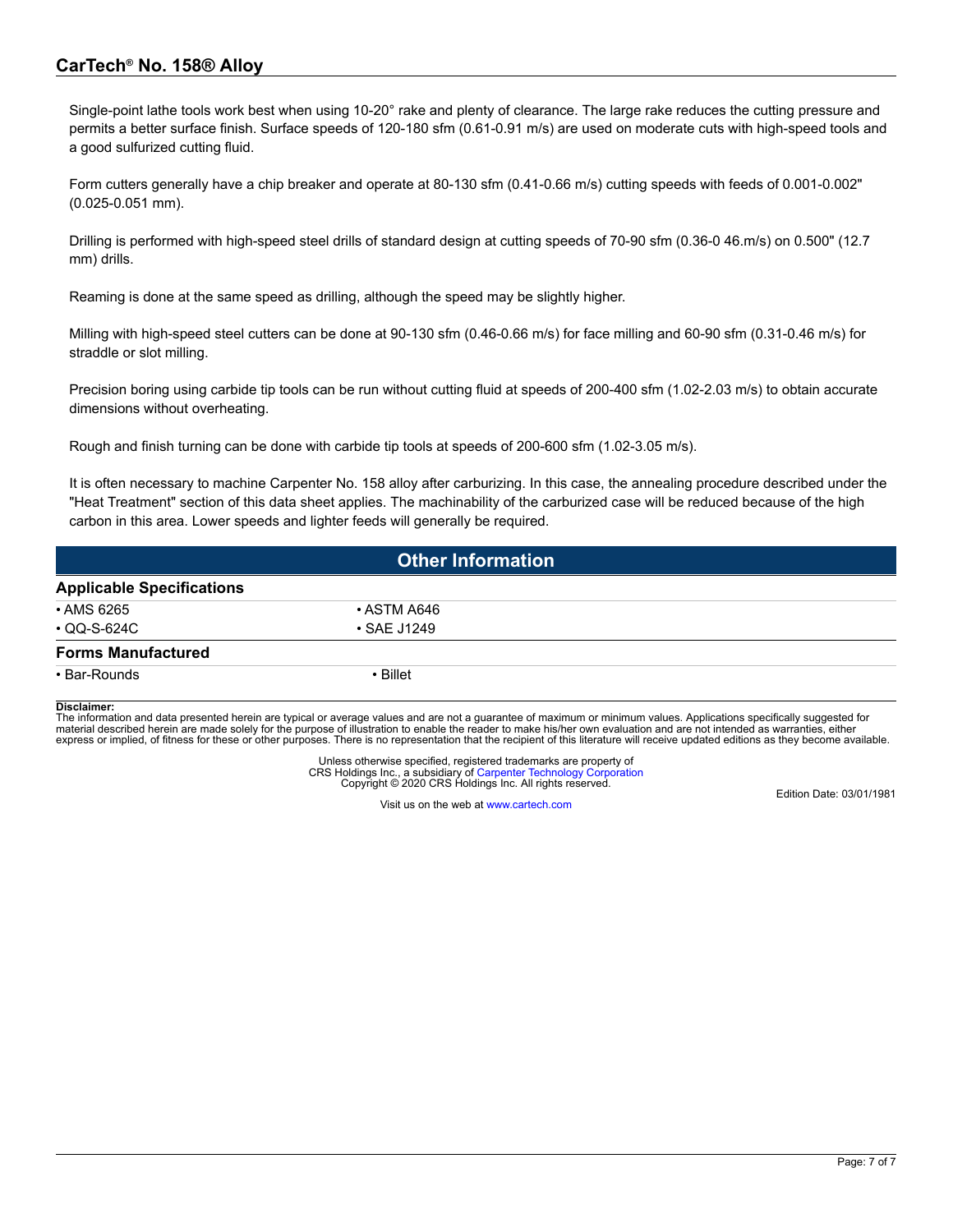Single-point lathe tools work best when using 10-20° rake and plenty of clearance. The large rake reduces the cutting pressure and permits a better surface finish. Surface speeds of 120-180 sfm (0.61-0.91 m/s) are used on moderate cuts with high-speed tools and a good sulfurized cutting fluid.

Form cutters generally have a chip breaker and operate at 80-130 sfm (0.41-0.66 m/s) cutting speeds with feeds of 0.001-0.002" (0.025-0.051 mm).

Drilling is performed with high-speed steel drills of standard design at cutting speeds of 70-90 sfm (0.36-0 46.m/s) on 0.500" (12.7 mm) drills.

Reaming is done at the same speed as drilling, although the speed may be slightly higher.

Milling with high-speed steel cutters can be done at 90-130 sfm (0.46-0.66 m/s) for face milling and 60-90 sfm (0.31-0.46 m/s) for straddle or slot milling.

Precision boring using carbide tip tools can be run without cutting fluid at speeds of 200-400 sfm (1.02-2.03 m/s) to obtain accurate dimensions without overheating.

Rough and finish turning can be done with carbide tip tools at speeds of 200-600 sfm (1.02-3.05 m/s).

It is often necessary to machine Carpenter No. 158 alloy after carburizing. In this case, the annealing procedure described under the "Heat Treatment" section of this data sheet applies. The machinability of the carburized case will be reduced because of the high carbon in this area. Lower speeds and lighter feeds will generally be required.

## Other Information

### Applicable Specifications

- AMS 6265
- ASTM A646
- QQ-S-624C
- SAE J1249

### Forms Manufactured

- Bar-Rounds
- Billet

**Disclaimer:**
The information and data presented herein are typical or average values and are not a guarantee of maximum or minimum values. Applications specifically suggested for material described herein are made solely for the purpose of illustration to enable the reader to make his/her own evaluation and are not intended as warranties, either express or implied, of fitness for these or other purposes. There is no representation that the recipient of this literature will receive updated editions as they become available.

Unless otherwise specified, registered trademarks are property of
CRS Holdings Inc., a subsidiary of Carpenter Technology Corporation
Copyright © 2020 CRS Holdings Inc. All rights reserved.

Edition Date: 03/01/1981

Visit us on the web at www.cartech.com